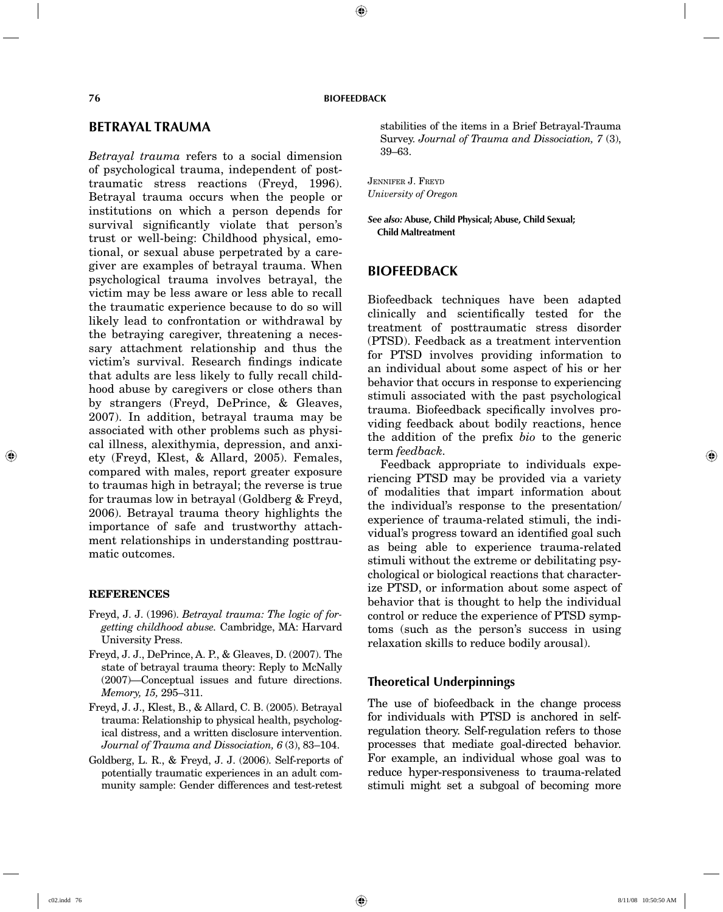## BETRAYAL TRAUMA

*Betrayal trauma* refers to a social dimension of psychological trauma, independent of posttraumatic stress reactions (Freyd, 1996). Betrayal trauma occurs when the people or institutions on which a person depends for survival significantly violate that person's trust or well-being: Childhood physical, emotional, or sexual abuse perpetrated by a caregiver are examples of betrayal trauma. When psychological trauma involves betrayal, the victim may be less aware or less able to recall the traumatic experience because to do so will likely lead to confrontation or withdrawal by the betraying caregiver, threatening a necessary attachment relationship and thus the victim's survival. Research findings indicate that adults are less likely to fully recall childhood abuse by caregivers or close others than by strangers (Freyd, DePrince, & Gleaves, 2007). In addition, betrayal trauma may be associated with other problems such as physical illness, alexithymia, depression, and anxiety (Freyd, Klest, & Allard, 2005). Females, compared with males, report greater exposure to traumas high in betrayal; the reverse is true for traumas low in betrayal (Goldberg & Freyd, 2006). Betrayal trauma theory highlights the importance of safe and trustworthy attachment relationships in understanding posttraumatic outcomes.

### REFERENCES

Freyd, J. J. (1996). *Betrayal trauma: The logic of forgetting childhood abuse.* Cambridge, MA: Harvard University Press.

Freyd, J. J., DePrince, A. P., & Gleaves, D. (2007). The state of betrayal trauma theory: Reply to McNally (2007)—Conceptual issues and future directions. *Memory, 15,* 295–311.

Freyd, J. J., Klest, B., & Allard, C. B. (2005). Betrayal trauma: Relationship to physical health, psychological distress, and a written disclosure intervention. *Journal of Trauma and Dissociation, 6* (3), 83–104.

Goldberg, L. R., & Freyd, J. J. (2006). Self-reports of potentially traumatic experiences in an adult community sample: Gender differences and test-retest stabilities of the items in a Brief Betrayal-Trauma Survey. *Journal of Trauma and Dissociation, 7* (3), 39–63.

JENNIFER J. FREYD
*University of Oregon*

***See also:*** **Abuse, Child Physical; Abuse, Child Sexual; Child Maltreatment**

## BIOFEEDBACK

Biofeedback techniques have been adapted clinically and scientifically tested for the treatment of posttraumatic stress disorder (PTSD). Feedback as a treatment intervention for PTSD involves providing information to an individual about some aspect of his or her behavior that occurs in response to experiencing stimuli associated with the past psychological trauma. Biofeedback specifically involves providing feedback about bodily reactions, hence the addition of the prefix *bio* to the generic term *feedback.*

Feedback appropriate to individuals experiencing PTSD may be provided via a variety of modalities that impart information about the individual's response to the presentation/experience of trauma-related stimuli, the individual's progress toward an identified goal such as being able to experience trauma-related stimuli without the extreme or debilitating psychological or biological reactions that characterize PTSD, or information about some aspect of behavior that is thought to help the individual control or reduce the experience of PTSD symptoms (such as the person's success in using relaxation skills to reduce bodily arousal).

### Theoretical Underpinnings

The use of biofeedback in the change process for individuals with PTSD is anchored in self-regulation theory. Self-regulation refers to those processes that mediate goal-directed behavior. For example, an individual whose goal was to reduce hyper-responsiveness to trauma-related stimuli might set a subgoal of becoming more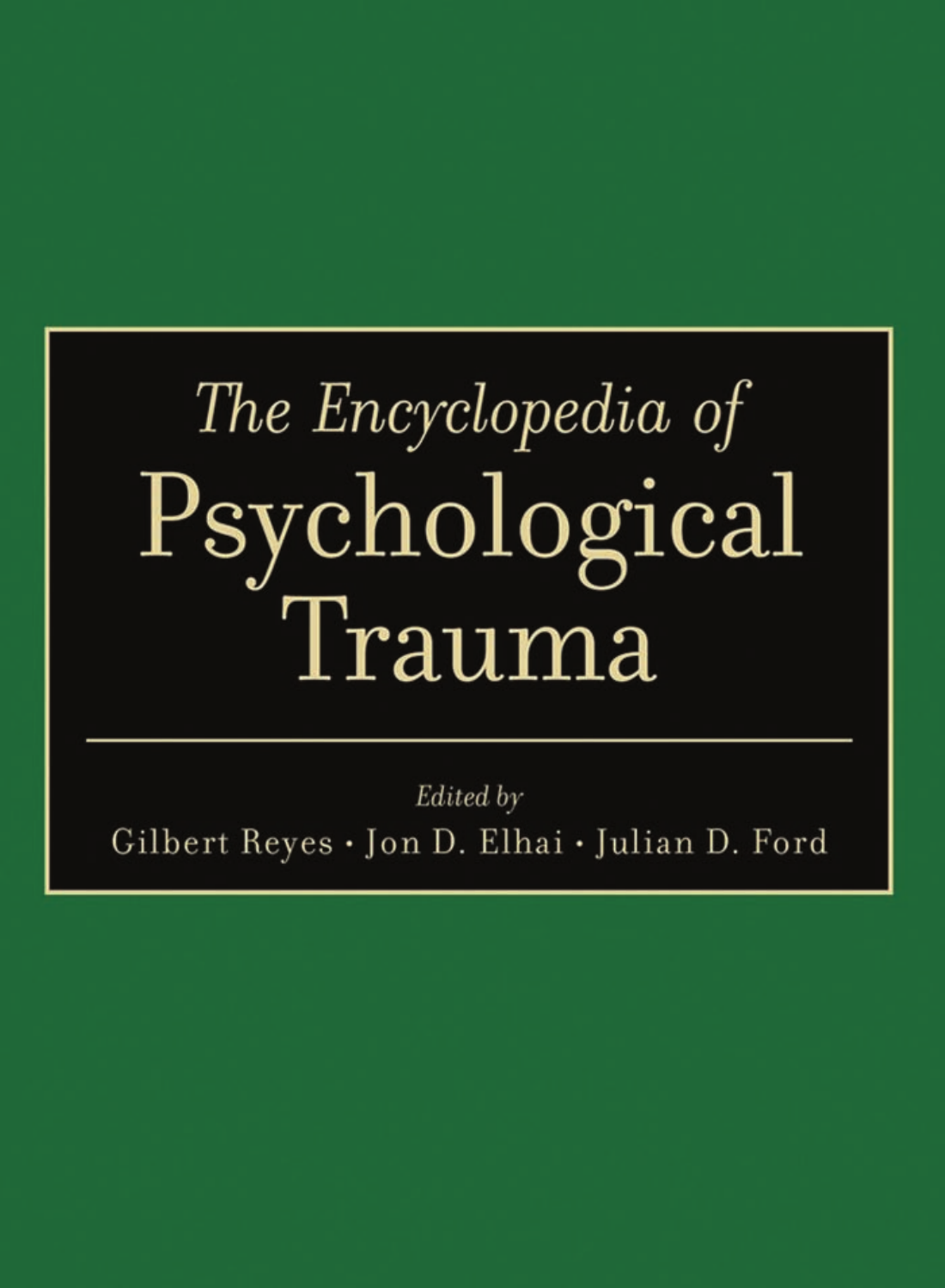# The Encyclopedia of Psychological Trauma

*Edited by*

Gilbert Reyes · Jon D. Elhai · Julian D. Ford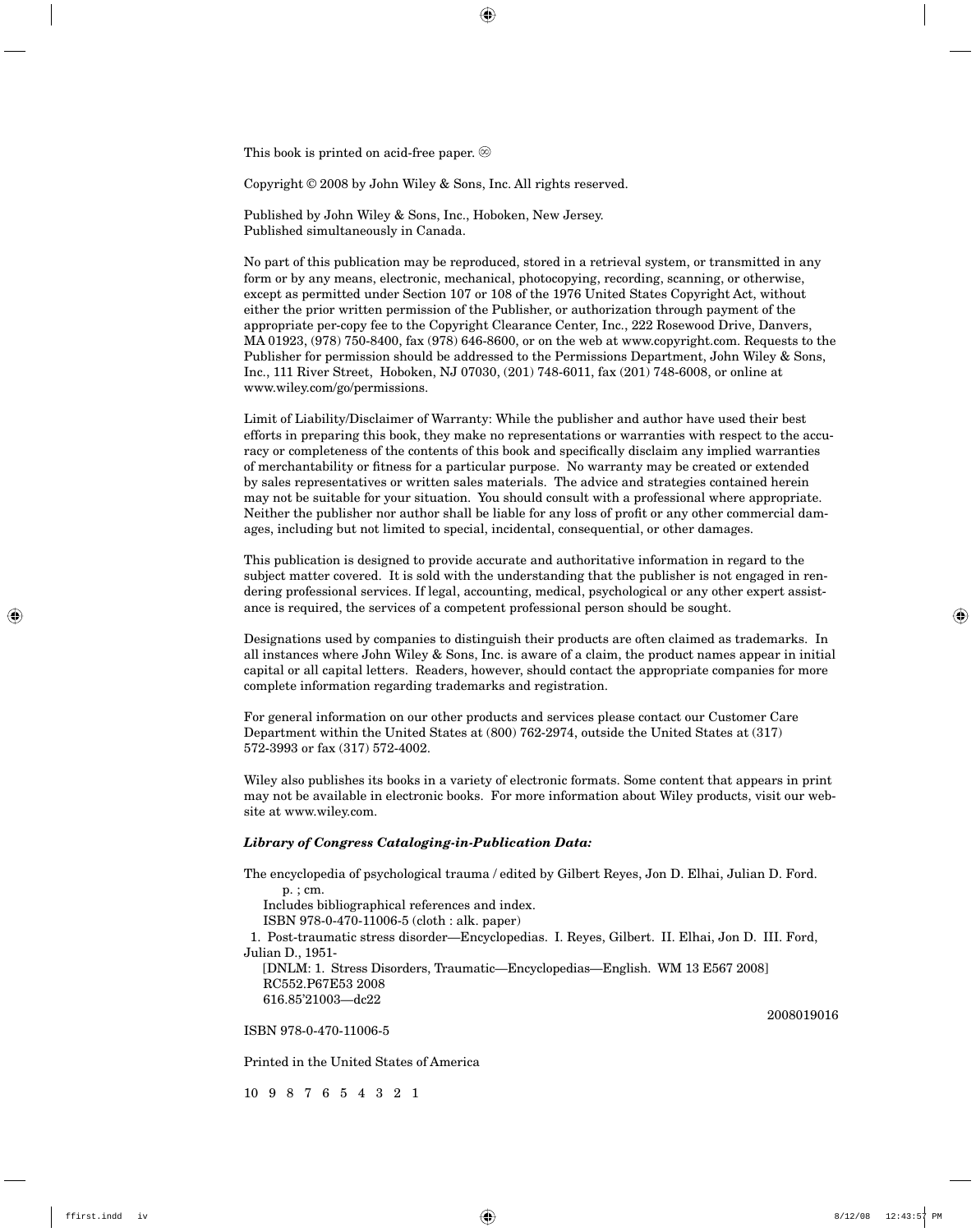This book is printed on acid-free paper. ♾

Copyright © 2008 by John Wiley & Sons, Inc. All rights reserved.

Published by John Wiley & Sons, Inc., Hoboken, New Jersey.
Published simultaneously in Canada.

No part of this publication may be reproduced, stored in a retrieval system, or transmitted in any form or by any means, electronic, mechanical, photocopying, recording, scanning, or otherwise, except as permitted under Section 107 or 108 of the 1976 United States Copyright Act, without either the prior written permission of the Publisher, or authorization through payment of the appropriate per-copy fee to the Copyright Clearance Center, Inc., 222 Rosewood Drive, Danvers, MA 01923, (978) 750-8400, fax (978) 646-8600, or on the web at www.copyright.com. Requests to the Publisher for permission should be addressed to the Permissions Department, John Wiley & Sons, Inc., 111 River Street, Hoboken, NJ 07030, (201) 748-6011, fax (201) 748-6008, or online at www.wiley.com/go/permissions.

Limit of Liability/Disclaimer of Warranty: While the publisher and author have used their best efforts in preparing this book, they make no representations or warranties with respect to the accuracy or completeness of the contents of this book and specifically disclaim any implied warranties of merchantability or fitness for a particular purpose. No warranty may be created or extended by sales representatives or written sales materials. The advice and strategies contained herein may not be suitable for your situation. You should consult with a professional where appropriate. Neither the publisher nor author shall be liable for any loss of profit or any other commercial damages, including but not limited to special, incidental, consequential, or other damages.

This publication is designed to provide accurate and authoritative information in regard to the subject matter covered. It is sold with the understanding that the publisher is not engaged in rendering professional services. If legal, accounting, medical, psychological or any other expert assistance is required, the services of a competent professional person should be sought.

Designations used by companies to distinguish their products are often claimed as trademarks. In all instances where John Wiley & Sons, Inc. is aware of a claim, the product names appear in initial capital or all capital letters. Readers, however, should contact the appropriate companies for more complete information regarding trademarks and registration.

For general information on our other products and services please contact our Customer Care Department within the United States at (800) 762-2974, outside the United States at (317) 572-3993 or fax (317) 572-4002.

Wiley also publishes its books in a variety of electronic formats. Some content that appears in print may not be available in electronic books. For more information about Wiley products, visit our website at www.wiley.com.

***Library of Congress Cataloging-in-Publication Data:***

The encyclopedia of psychological trauma / edited by Gilbert Reyes, Jon D. Elhai, Julian D. Ford.
p. ; cm.
Includes bibliographical references and index.
ISBN 978-0-470-11006-5 (cloth : alk. paper)
1. Post-traumatic stress disorder—Encyclopedias. I. Reyes, Gilbert. II. Elhai, Jon D. III. Ford, Julian D., 1951-
[DNLM: 1. Stress Disorders, Traumatic—Encyclopedias—English. WM 13 E567 2008]
RC552.P67E53 2008
616.85'21003—dc22

2008019016

ISBN 978-0-470-11006-5

Printed in the United States of America

10 9 8 7 6 5 4 3 2 1